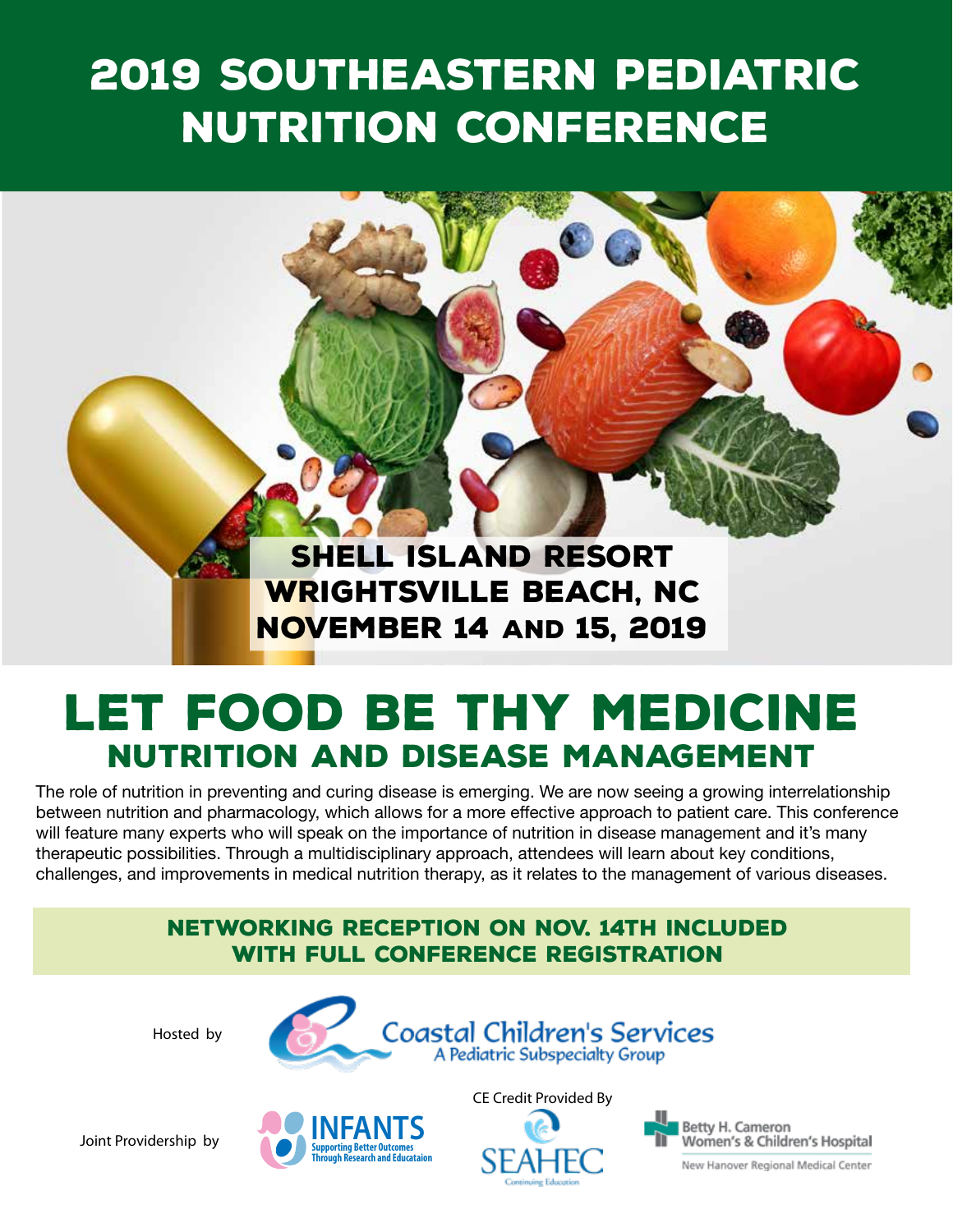# 2019 SOUTHEASTERN PEDIATRIC NUTRITION CONFERENCE

**SHELL ISLAND RESORT**
**WRIGHTSVILLE BEACH, NC**
**NOVEMBER 14 AND 15, 2019**

# LET FOOD BE THY MEDICINE

## NUTRITION AND DISEASE MANAGEMENT

The role of nutrition in preventing and curing disease is emerging. We are now seeing a growing interrelationship between nutrition and pharmacology, which allows for a more effective approach to patient care. This conference will feature many experts who will speak on the importance of nutrition in disease management and it's many therapeutic possibilities. Through a multidisciplinary approach, attendees will learn about key conditions, challenges, and improvements in medical nutrition therapy, as it relates to the management of various diseases.

**NETWORKING RECEPTION ON NOV. 14TH INCLUDED WITH FULL CONFERENCE REGISTRATION**

Hosted by Coastal Children's Services
A Pediatric Subspecialty Group

Joint Providership by INFANTS
Supporting Better Outcomes Through Research and Educataion

CE Credit Provided By SEAHEC
Continuing Education

Betty H. Cameron Women's & Children's Hospital
New Hanover Regional Medical Center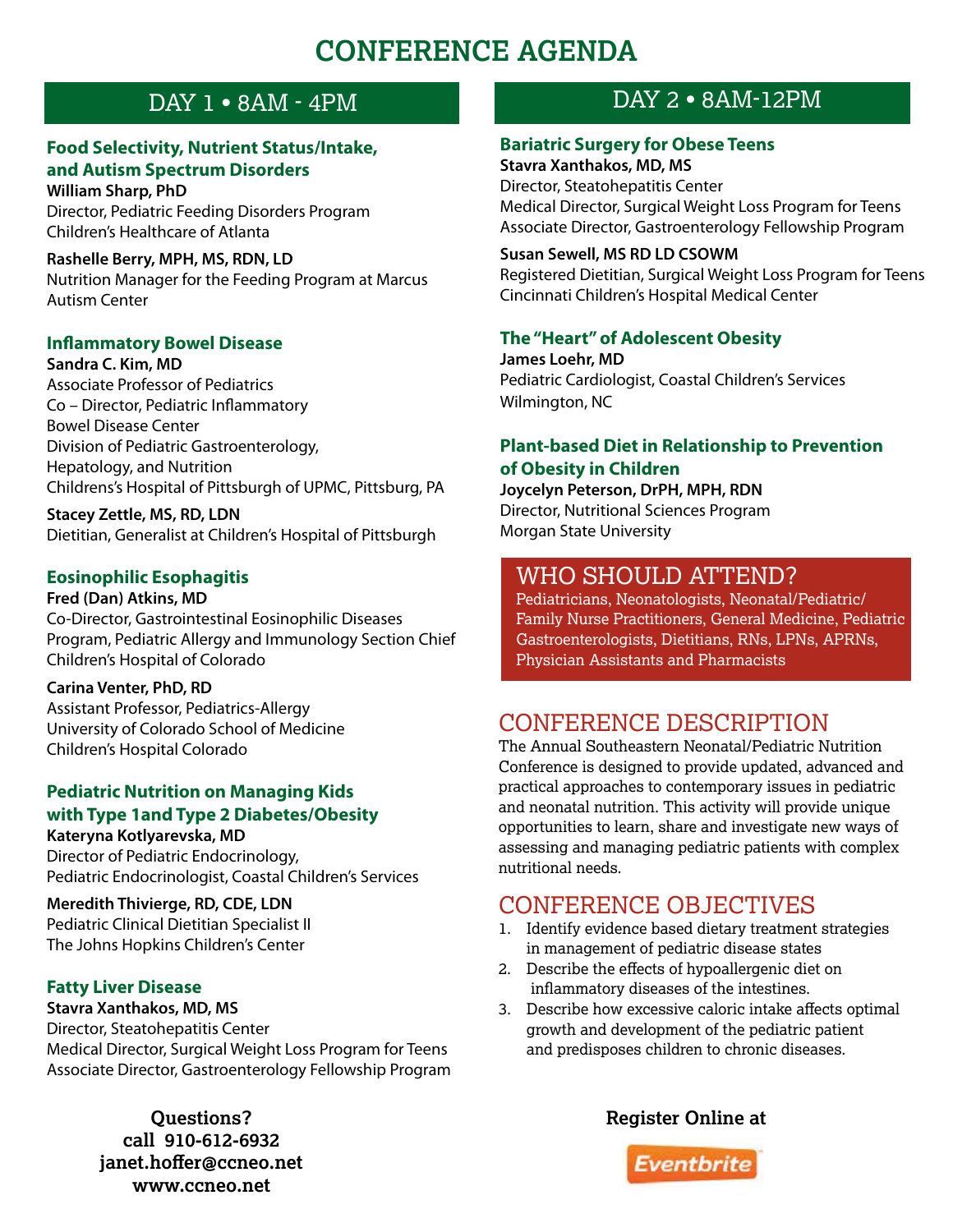# CONFERENCE AGENDA

## DAY 1 • 8AM - 4PM

### Food Selectivity, Nutrient Status/Intake, and Autism Spectrum Disorders

**William Sharp, PhD**
Director, Pediatric Feeding Disorders Program
Children's Healthcare of Atlanta

**Rashelle Berry, MPH, MS, RDN, LD**
Nutrition Manager for the Feeding Program at Marcus Autism Center

### Inflammatory Bowel Disease

**Sandra C. Kim, MD**
Associate Professor of Pediatrics
Co – Director, Pediatric Inflammatory Bowel Disease Center
Division of Pediatric Gastroenterology, Hepatology, and Nutrition
Childrens's Hospital of Pittsburgh of UPMC, Pittsburg, PA

**Stacey Zettle, MS, RD, LDN**
Dietitian, Generalist at Children's Hospital of Pittsburgh

### Eosinophilic Esophagitis

**Fred (Dan) Atkins, MD**
Co-Director, Gastrointestinal Eosinophilic Diseases Program, Pediatric Allergy and Immunology Section Chief
Children's Hospital of Colorado

**Carina Venter, PhD, RD**
Assistant Professor, Pediatrics-Allergy
University of Colorado School of Medicine
Children's Hospital Colorado

### Pediatric Nutrition on Managing Kids with Type 1and Type 2 Diabetes/Obesity

**Kateryna Kotlyarevska, MD**
Director of Pediatric Endocrinology,
Pediatric Endocrinologist, Coastal Children's Services

**Meredith Thivierge, RD, CDE, LDN**
Pediatric Clinical Dietitian Specialist II
The Johns Hopkins Children's Center

### Fatty Liver Disease

**Stavra Xanthakos, MD, MS**
Director, Steatohepatitis Center
Medical Director, Surgical Weight Loss Program for Teens
Associate Director, Gastroenterology Fellowship Program

## DAY 2 • 8AM-12PM

### Bariatric Surgery for Obese Teens

**Stavra Xanthakos, MD, MS**
Director, Steatohepatitis Center
Medical Director, Surgical Weight Loss Program for Teens
Associate Director, Gastroenterology Fellowship Program

**Susan Sewell, MS RD LD CSOWM**
Registered Dietitian, Surgical Weight Loss Program for Teens
Cincinnati Children's Hospital Medical Center

### The "Heart" of Adolescent Obesity

**James Loehr, MD**
Pediatric Cardiologist, Coastal Children's Services
Wilmington, NC

### Plant-based Diet in Relationship to Prevention of Obesity in Children

**Joycelyn Peterson, DrPH, MPH, RDN**
Director, Nutritional Sciences Program
Morgan State University

## WHO SHOULD ATTEND?

Pediatricians, Neonatologists, Neonatal/Pediatric/ Family Nurse Practitioners, General Medicine, Pediatric Gastroenterologists, Dietitians, RNs, LPNs, APRNs, Physician Assistants and Pharmacists

## CONFERENCE DESCRIPTION

The Annual Southeastern Neonatal/Pediatric Nutrition Conference is designed to provide updated, advanced and practical approaches to contemporary issues in pediatric and neonatal nutrition. This activity will provide unique opportunities to learn, share and investigate new ways of assessing and managing pediatric patients with complex nutritional needs.

## CONFERENCE OBJECTIVES

1. Identify evidence based dietary treatment strategies in management of pediatric disease states
2. Describe the effects of hypoallergenic diet on inflammatory diseases of the intestines.
3. Describe how excessive caloric intake affects optimal growth and development of the pediatric patient and predisposes children to chronic diseases.

**Questions?**
**call 910-612-6932**
**janet.hoffer@ccneo.net**
**www.ccneo.net**

**Register Online at**
Eventbrite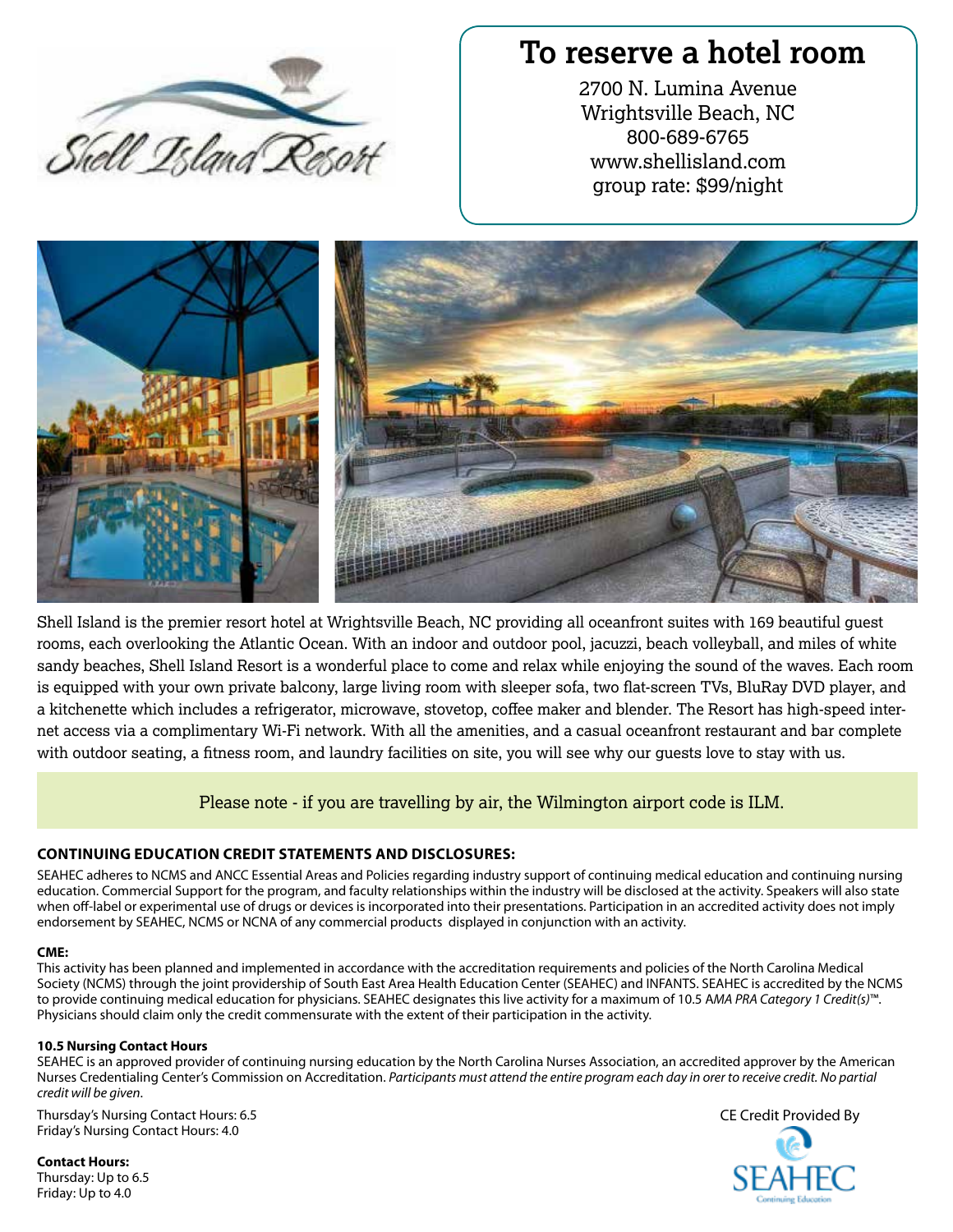Shell Island Resort

# To reserve a hotel room

2700 N. Lumina Avenue
Wrightsville Beach, NC
800-689-6765
www.shellisland.com
group rate: $99/night

Shell Island is the premier resort hotel at Wrightsville Beach, NC providing all oceanfront suites with 169 beautiful guest rooms, each overlooking the Atlantic Ocean. With an indoor and outdoor pool, jacuzzi, beach volleyball, and miles of white sandy beaches, Shell Island Resort is a wonderful place to come and relax while enjoying the sound of the waves. Each room is equipped with your own private balcony, large living room with sleeper sofa, two flat-screen TVs, BluRay DVD player, and a kitchenette which includes a refrigerator, microwave, stovetop, coffee maker and blender. The Resort has high-speed internet access via a complimentary Wi-Fi network. With all the amenities, and a casual oceanfront restaurant and bar complete with outdoor seating, a fitness room, and laundry facilities on site, you will see why our guests love to stay with us.

Please note - if you are travelling by air, the Wilmington airport code is ILM.

**CONTINUING EDUCATION CREDIT STATEMENTS AND DISCLOSURES:**

SEAHEC adheres to NCMS and ANCC Essential Areas and Policies regarding industry support of continuing medical education and continuing nursing education. Commercial Support for the program, and faculty relationships within the industry will be disclosed at the activity. Speakers will also state when off-label or experimental use of drugs or devices is incorporated into their presentations. Participation in an accredited activity does not imply endorsement by SEAHEC, NCMS or NCNA of any commercial products displayed in conjunction with an activity.

**CME:**

This activity has been planned and implemented in accordance with the accreditation requirements and policies of the North Carolina Medical Society (NCMS) through the joint providership of South East Area Health Education Center (SEAHEC) and INFANTS. SEAHEC is accredited by the NCMS to provide continuing medical education for physicians. SEAHEC designates this live activity for a maximum of 10.5 *AMA PRA Category 1 Credit(s)*™. Physicians should claim only the credit commensurate with the extent of their participation in the activity.

**10.5 Nursing Contact Hours**

SEAHEC is an approved provider of continuing nursing education by the North Carolina Nurses Association, an accredited approver by the American Nurses Credentialing Center's Commission on Accreditation. *Participants must attend the entire program each day in orer to receive credit. No partial credit will be given.*

Thursday's Nursing Contact Hours: 6.5
Friday's Nursing Contact Hours: 4.0

**Contact Hours:**
Thursday: Up to 6.5
Friday: Up to 4.0

CE Credit Provided By

SEAHEC
Continuing Education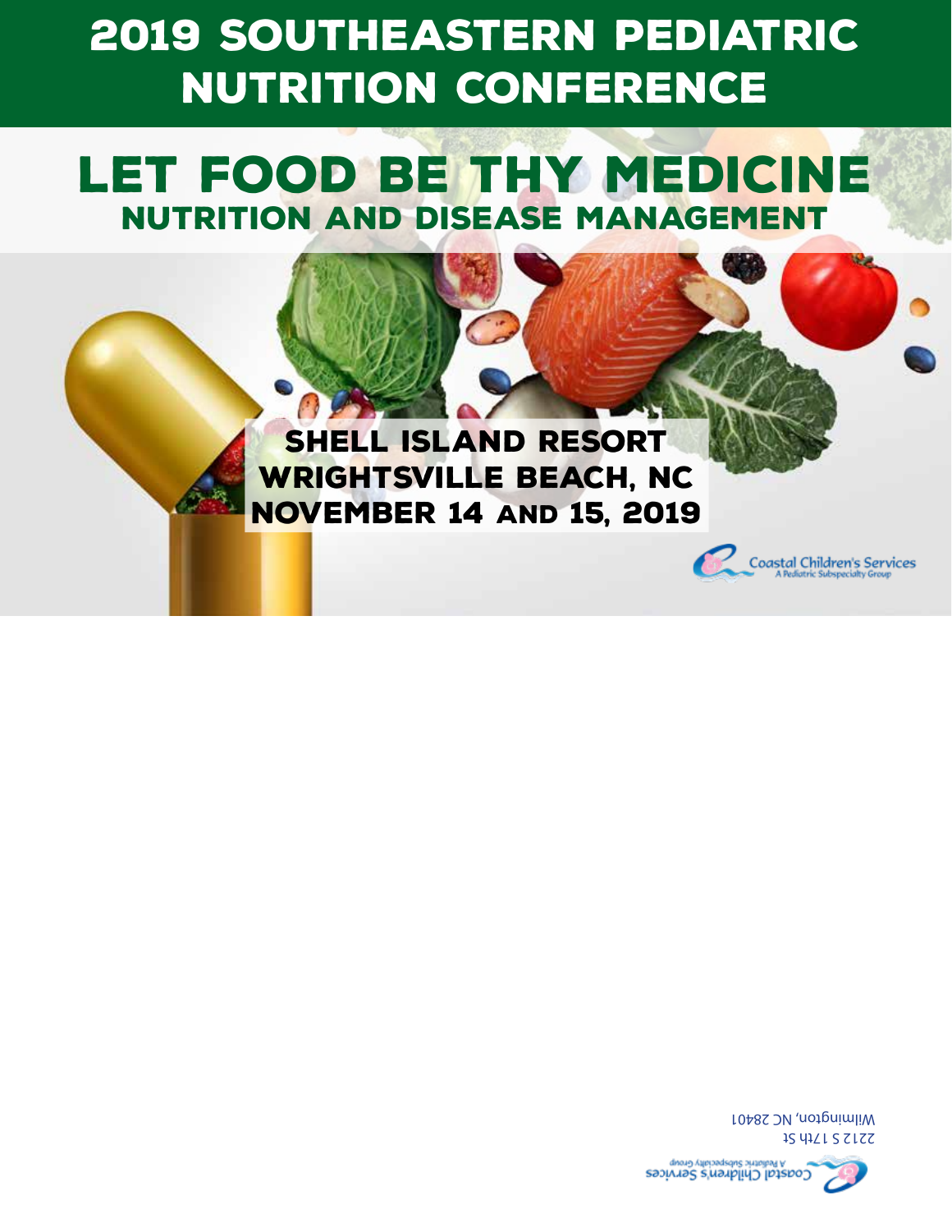# 2019 SOUTHEASTERN PEDIATRIC NUTRITION CONFERENCE

## LET FOOD BE THY MEDICINE

### NUTRITION AND DISEASE MANAGEMENT

**SHELL ISLAND RESORT**
**WRIGHTSVILLE BEACH, NC**
**NOVEMBER 14 AND 15, 2019**

Coastal Children's Services
A Pediatric Subspecialty Group

Coastal Children's Services
A Pediatric Subspecialty Group
2212 S 17th St
Wilmington, NC 28401